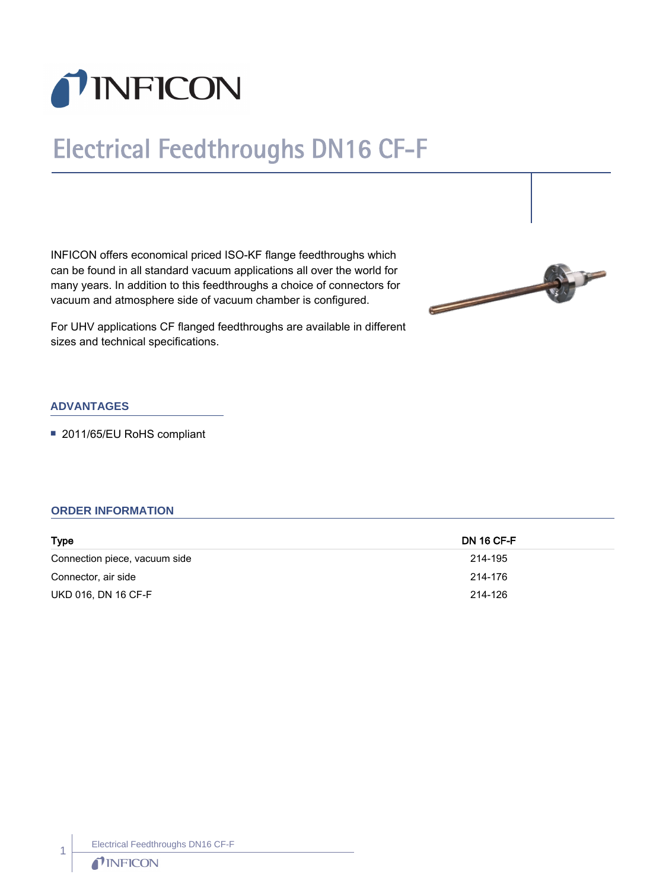# Electrical Feedthroughs DN16 CF-F

INFICON offers economical priced ISO-KF flange feedthroughs which can be found in all standard vacuum applications all over the world for many years. In addition to this feedthroughs a choice of connectors for vacuum and atmosphere side of vacuum chamber is configured.

For UHV applications CF flanged feedthroughs are available in different sizes and technical specifications.

## ADVANTAGES

- 2011/65/EU RoHS compliant

## ORDER INFORMATION

| Type | DN 16 CF-F |
|---|---|
| Connection piece, vacuum side | 214-195 |
| Connector, air side | 214-176 |
| UKD 016, DN 16 CF-F | 214-126 |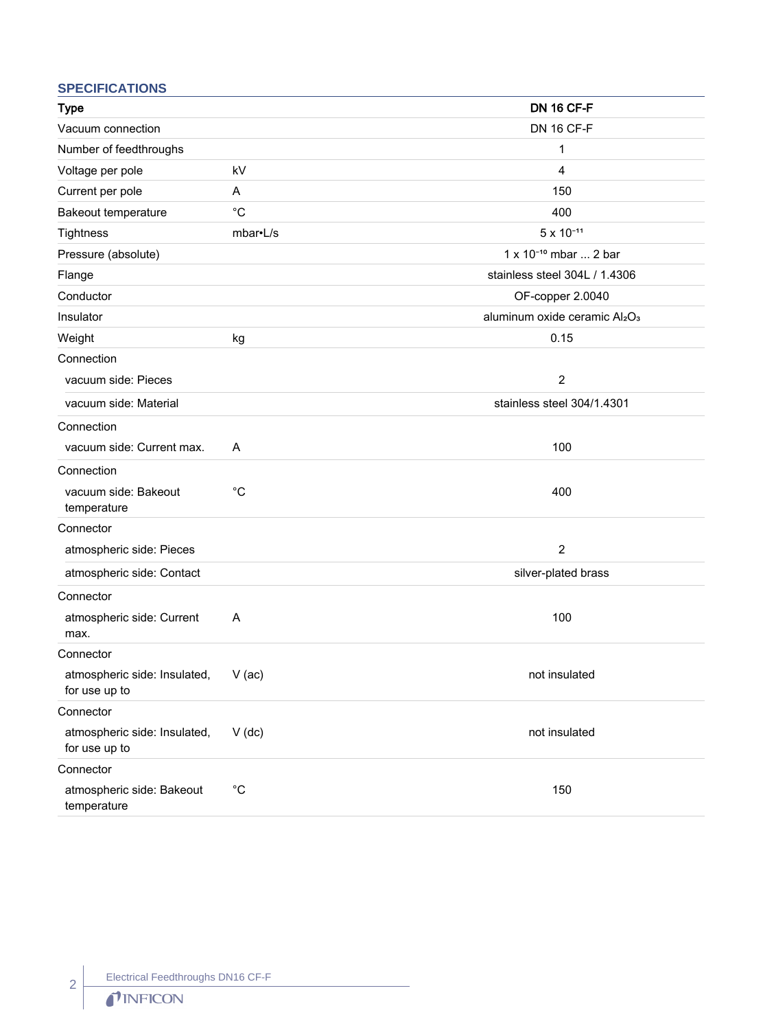## SPECIFICATIONS

| Type | | DN 16 CF-F |
|---|---|---|
| Vacuum connection | | DN 16 CF-F |
| Number of feedthroughs | | 1 |
| Voltage per pole | kV | 4 |
| Current per pole | A | 150 |
| Bakeout temperature | °C | 400 |
| Tightness | mbar•L/s | $5 \times 10^{-11}$ |
| Pressure (absolute) | | $1 \times 10^{-10}$ mbar ... 2 bar |
| Flange | | stainless steel 304L / 1.4306 |
| Conductor | | OF-copper 2.0040 |
| Insulator | | aluminum oxide ceramic $Al_2O_3$ |
| Weight | kg | 0.15 |
| Connection | | |
| vacuum side: Pieces | | 2 |
| vacuum side: Material | | stainless steel 304/1.4301 |
| Connection | | |
| vacuum side: Current max. | A | 100 |
| Connection | | |
| vacuum side: Bakeout temperature | °C | 400 |
| Connector | | |
| atmospheric side: Pieces | | 2 |
| atmospheric side: Contact | | silver-plated brass |
| Connector | | |
| atmospheric side: Current max. | A | 100 |
| Connector | | |
| atmospheric side: Insulated, for use up to | V (ac) | not insulated |
| Connector | | |
| atmospheric side: Insulated, for use up to | V (dc) | not insulated |
| Connector | | |
| atmospheric side: Bakeout temperature | °C | 150 |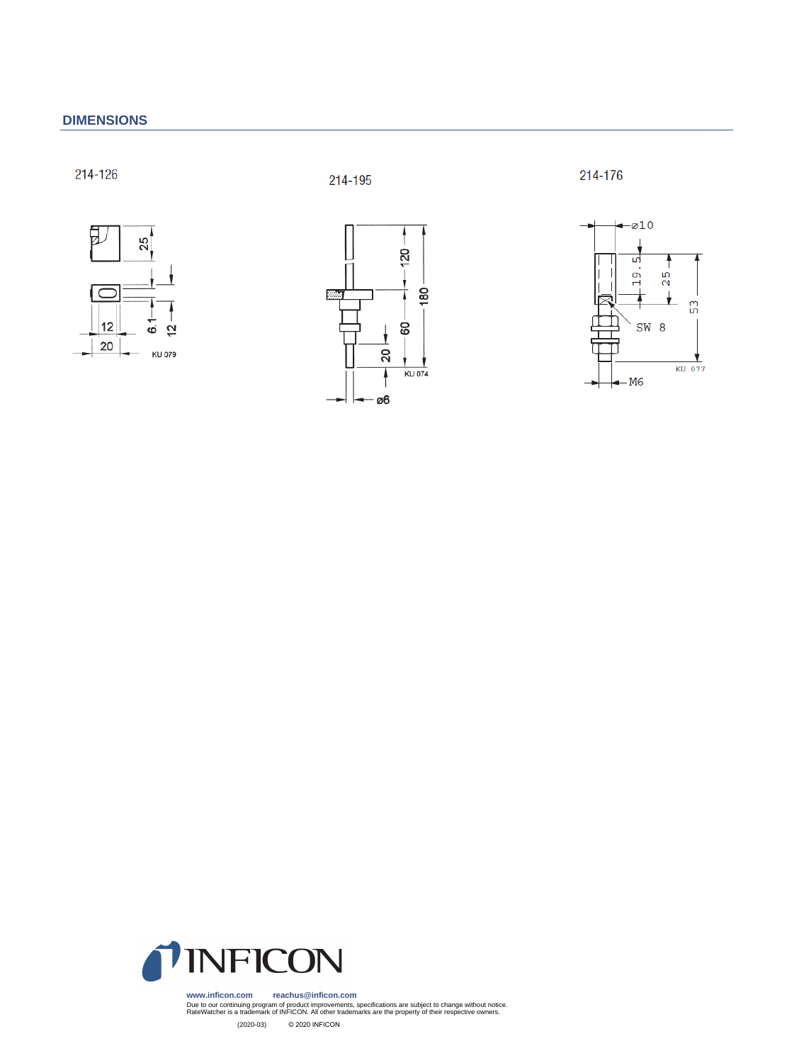## DIMENSIONS

214-126

25

12

6.1

12

20

KU 079

214-195

120

180

60

20

KU 074

ø6

214-176

ø10

19.5

25

53

SW 8

KU 077

M6

www.inficon.com reachus@inficon.com

Due to our continuing program of product improvements, specifications are subject to change without notice.
RateWatcher is a trademark of INFICON. All other trademarks are the property of their respective owners.

(2020-03) © 2020 INFICON